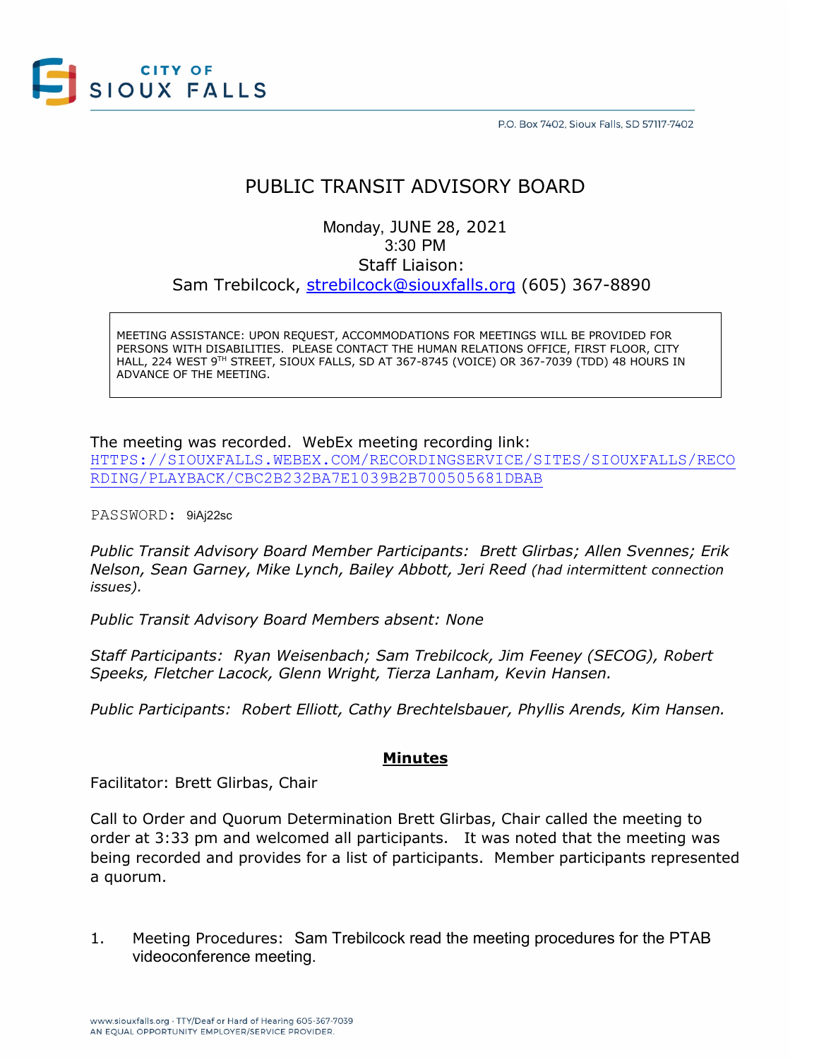CITY OF SIOUX FALLS

P.O. Box 7402, Sioux Falls, SD 57117-7402

# PUBLIC TRANSIT ADVISORY BOARD

Monday, JUNE 28, 2021
3:30 PM
Staff Liaison:
Sam Trebilcock, strebilcock@siouxfalls.org (605) 367-8890

MEETING ASSISTANCE: UPON REQUEST, ACCOMMODATIONS FOR MEETINGS WILL BE PROVIDED FOR PERSONS WITH DISABILITIES. PLEASE CONTACT THE HUMAN RELATIONS OFFICE, FIRST FLOOR, CITY HALL, 224 WEST 9TH STREET, SIOUX FALLS, SD AT 367-8745 (VOICE) OR 367-7039 (TDD) 48 HOURS IN ADVANCE OF THE MEETING.

The meeting was recorded. WebEx meeting recording link:
HTTPS://SIOUXFALLS.WEBEX.COM/RECORDINGSERVICE/SITES/SIOUXFALLS/RECORDING/PLAYBACK/CBC2B232BA7E1039B2B700505681DBAB

PASSWORD: 9iAj22sc

*Public Transit Advisory Board Member Participants: Brett Glirbas; Allen Svennes; Erik Nelson, Sean Garney, Mike Lynch, Bailey Abbott, Jeri Reed (had intermittent connection issues).*

*Public Transit Advisory Board Members absent: None*

*Staff Participants: Ryan Weisenbach; Sam Trebilcock, Jim Feeney (SECOG), Robert Speeks, Fletcher Lacock, Glenn Wright, Tierza Lanham, Kevin Hansen.*

*Public Participants: Robert Elliott, Cathy Brechtelsbauer, Phyllis Arends, Kim Hansen.*

## **Minutes**

Facilitator: Brett Glirbas, Chair

Call to Order and Quorum Determination Brett Glirbas, Chair called the meeting to order at 3:33 pm and welcomed all participants. It was noted that the meeting was being recorded and provides for a list of participants. Member participants represented a quorum.

1. Meeting Procedures: Sam Trebilcock read the meeting procedures for the PTAB videoconference meeting.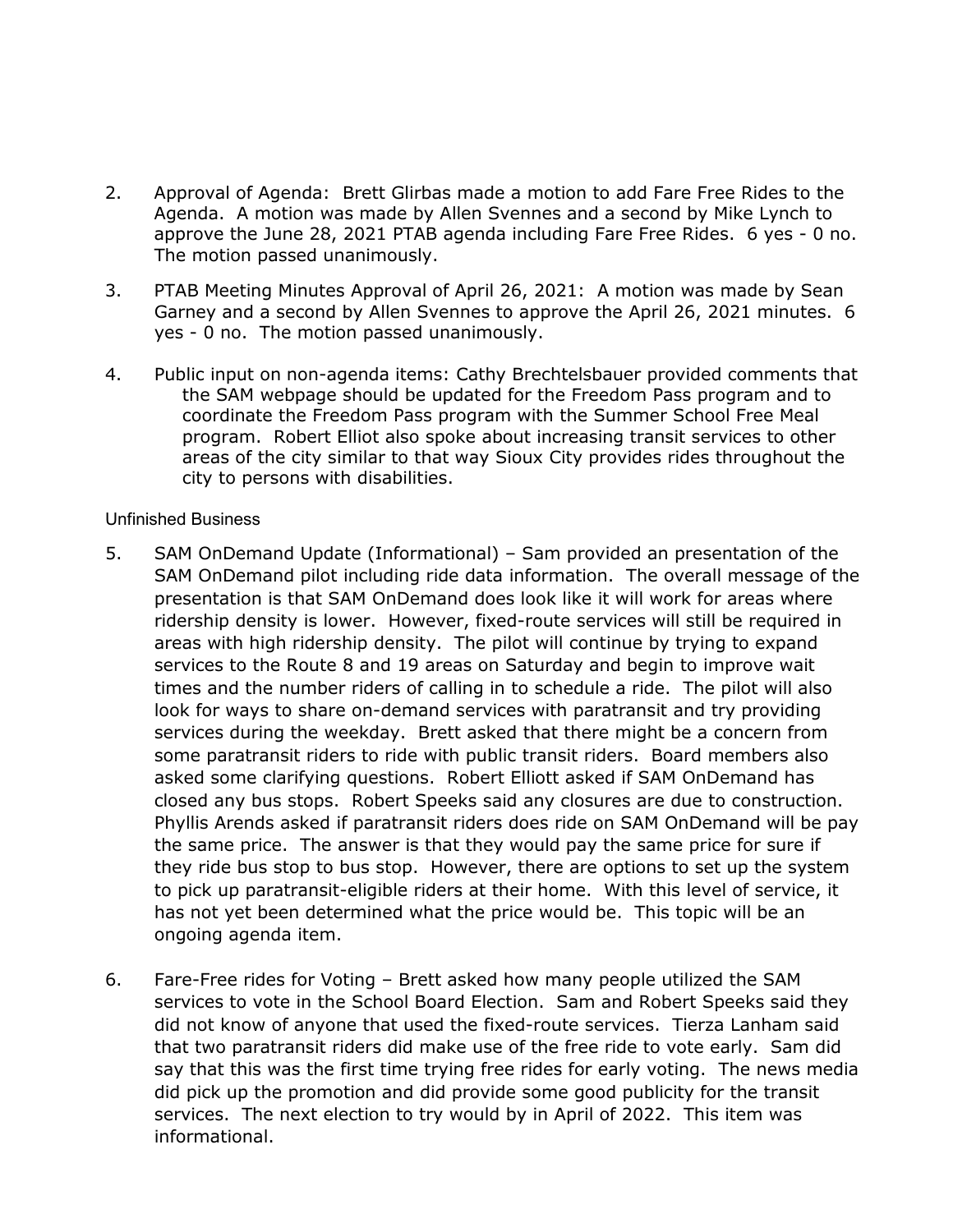2. Approval of Agenda: Brett Glirbas made a motion to add Fare Free Rides to the Agenda. A motion was made by Allen Svennes and a second by Mike Lynch to approve the June 28, 2021 PTAB agenda including Fare Free Rides. 6 yes - 0 no. The motion passed unanimously.

3. PTAB Meeting Minutes Approval of April 26, 2021: A motion was made by Sean Garney and a second by Allen Svennes to approve the April 26, 2021 minutes. 6 yes - 0 no. The motion passed unanimously.

4. Public input on non-agenda items: Cathy Brechtelsbauer provided comments that the SAM webpage should be updated for the Freedom Pass program and to coordinate the Freedom Pass program with the Summer School Free Meal program. Robert Elliot also spoke about increasing transit services to other areas of the city similar to that way Sioux City provides rides throughout the city to persons with disabilities.

Unfinished Business

5. SAM OnDemand Update (Informational) – Sam provided an presentation of the SAM OnDemand pilot including ride data information. The overall message of the presentation is that SAM OnDemand does look like it will work for areas where ridership density is lower. However, fixed-route services will still be required in areas with high ridership density. The pilot will continue by trying to expand services to the Route 8 and 19 areas on Saturday and begin to improve wait times and the number riders of calling in to schedule a ride. The pilot will also look for ways to share on-demand services with paratransit and try providing services during the weekday. Brett asked that there might be a concern from some paratransit riders to ride with public transit riders. Board members also asked some clarifying questions. Robert Elliott asked if SAM OnDemand has closed any bus stops. Robert Speeks said any closures are due to construction. Phyllis Arends asked if paratransit riders does ride on SAM OnDemand will be pay the same price. The answer is that they would pay the same price for sure if they ride bus stop to bus stop. However, there are options to set up the system to pick up paratransit-eligible riders at their home. With this level of service, it has not yet been determined what the price would be. This topic will be an ongoing agenda item.

6. Fare-Free rides for Voting – Brett asked how many people utilized the SAM services to vote in the School Board Election. Sam and Robert Speeks said they did not know of anyone that used the fixed-route services. Tierza Lanham said that two paratransit riders did make use of the free ride to vote early. Sam did say that this was the first time trying free rides for early voting. The news media did pick up the promotion and did provide some good publicity for the transit services. The next election to try would by in April of 2022. This item was informational.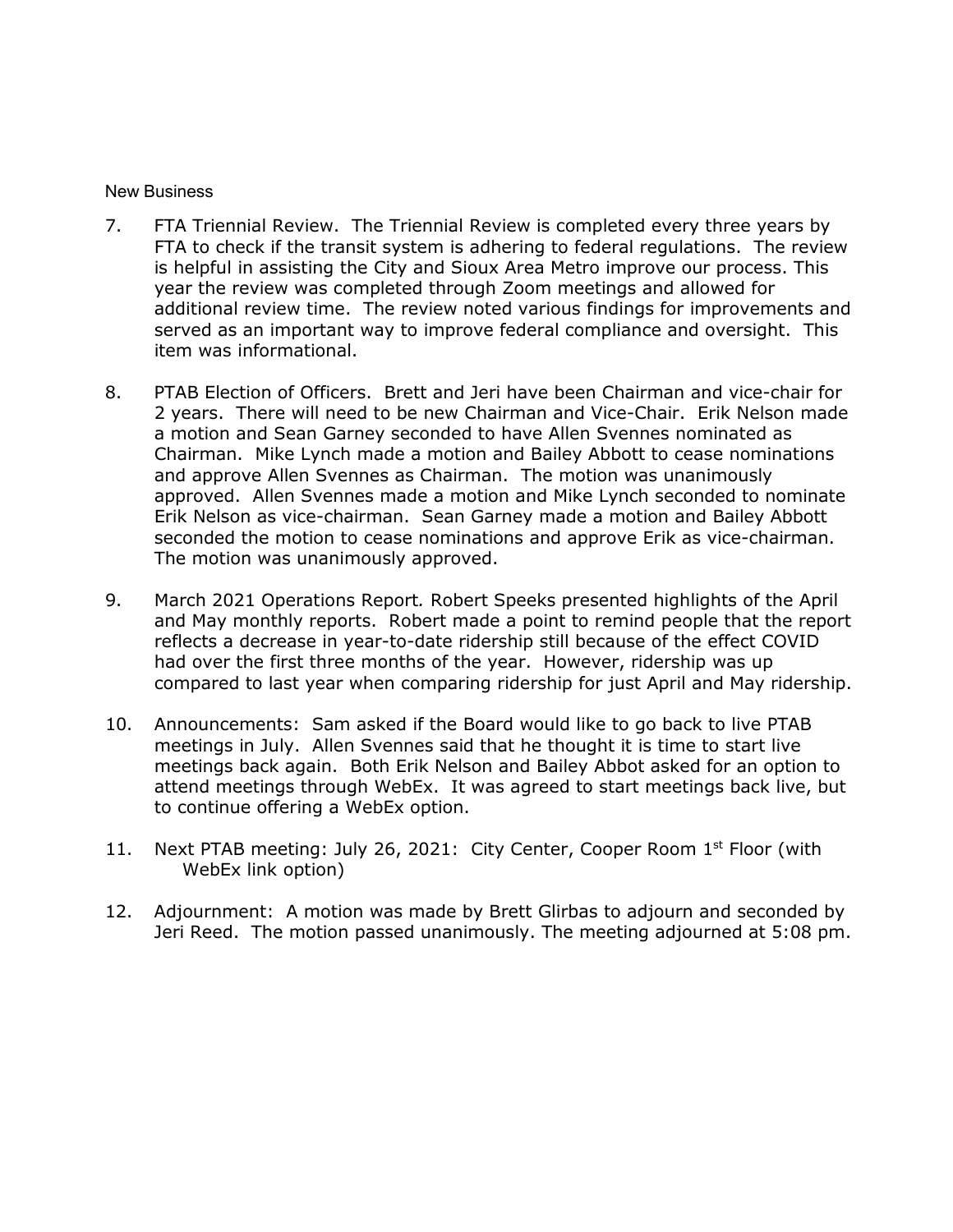New Business

7. FTA Triennial Review. The Triennial Review is completed every three years by FTA to check if the transit system is adhering to federal regulations. The review is helpful in assisting the City and Sioux Area Metro improve our process. This year the review was completed through Zoom meetings and allowed for additional review time. The review noted various findings for improvements and served as an important way to improve federal compliance and oversight. This item was informational.

8. PTAB Election of Officers. Brett and Jeri have been Chairman and vice-chair for 2 years. There will need to be new Chairman and Vice-Chair. Erik Nelson made a motion and Sean Garney seconded to have Allen Svennes nominated as Chairman. Mike Lynch made a motion and Bailey Abbott to cease nominations and approve Allen Svennes as Chairman. The motion was unanimously approved. Allen Svennes made a motion and Mike Lynch seconded to nominate Erik Nelson as vice-chairman. Sean Garney made a motion and Bailey Abbott seconded the motion to cease nominations and approve Erik as vice-chairman. The motion was unanimously approved.

9. March 2021 Operations Report*.* Robert Speeks presented highlights of the April and May monthly reports. Robert made a point to remind people that the report reflects a decrease in year-to-date ridership still because of the effect COVID had over the first three months of the year. However, ridership was up compared to last year when comparing ridership for just April and May ridership.

10. Announcements: Sam asked if the Board would like to go back to live PTAB meetings in July. Allen Svennes said that he thought it is time to start live meetings back again. Both Erik Nelson and Bailey Abbot asked for an option to attend meetings through WebEx. It was agreed to start meetings back live, but to continue offering a WebEx option.

11. Next PTAB meeting: July 26, 2021: City Center, Cooper Room 1st Floor (with WebEx link option)

12. Adjournment: A motion was made by Brett Glirbas to adjourn and seconded by Jeri Reed. The motion passed unanimously. The meeting adjourned at 5:08 pm.